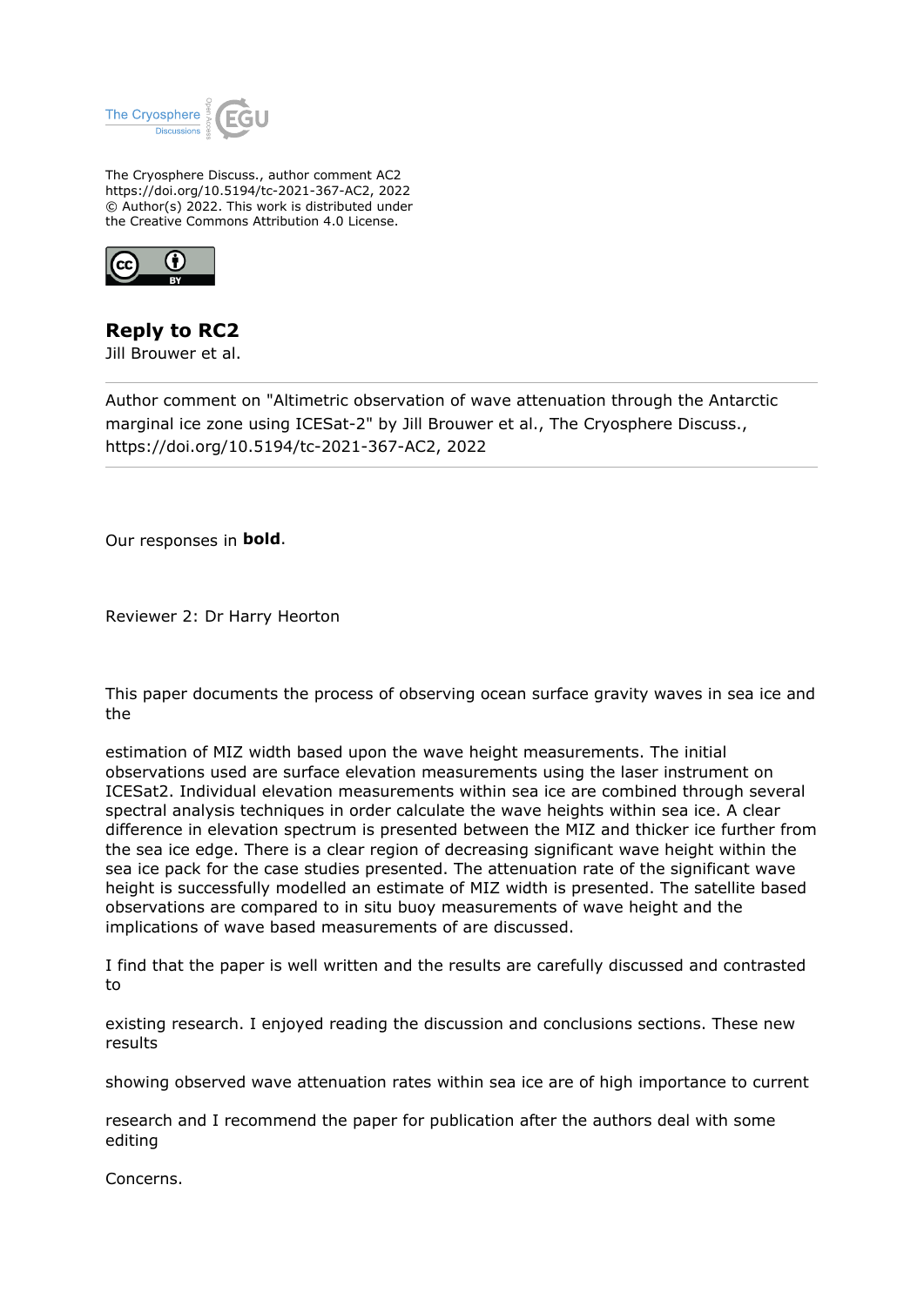The Cryosphere Discuss., author comment AC2
https://doi.org/10.5194/tc-2021-367-AC2, 2022
© Author(s) 2022. This work is distributed under
the Creative Commons Attribution 4.0 License.

# Reply to RC2

Jill Brouwer et al.

---

Author comment on "Altimetric observation of wave attenuation through the Antarctic marginal ice zone using ICESat-2" by Jill Brouwer et al., The Cryosphere Discuss., https://doi.org/10.5194/tc-2021-367-AC2, 2022

---

Our responses in **bold**.

Reviewer 2: Dr Harry Heorton

This paper documents the process of observing ocean surface gravity waves in sea ice and the

estimation of MIZ width based upon the wave height measurements. The initial observations used are surface elevation measurements using the laser instrument on ICESat2. Individual elevation measurements within sea ice are combined through several spectral analysis techniques in order calculate the wave heights within sea ice. A clear difference in elevation spectrum is presented between the MIZ and thicker ice further from the sea ice edge. There is a clear region of decreasing significant wave height within the sea ice pack for the case studies presented. The attenuation rate of the significant wave height is successfully modelled an estimate of MIZ width is presented. The satellite based observations are compared to in situ buoy measurements of wave height and the implications of wave based measurements of are discussed.

I find that the paper is well written and the results are carefully discussed and contrasted to

existing research. I enjoyed reading the discussion and conclusions sections. These new results

showing observed wave attenuation rates within sea ice are of high importance to current

research and I recommend the paper for publication after the authors deal with some editing

Concerns.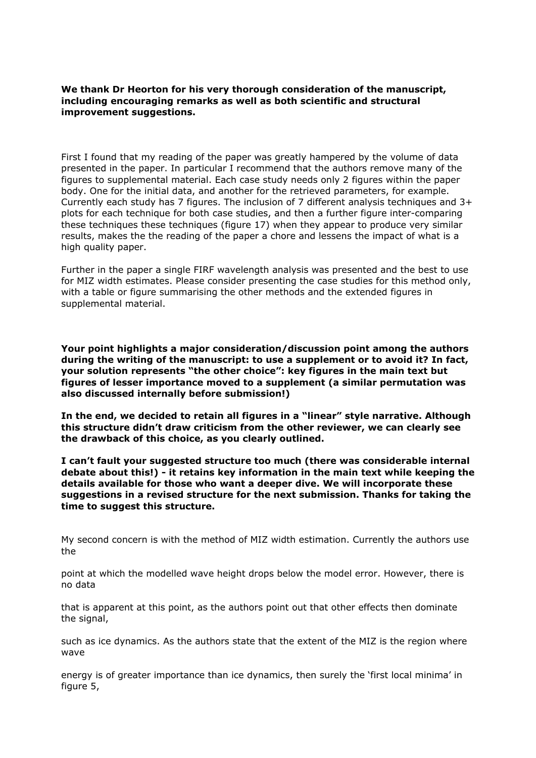**We thank Dr Heorton for his very thorough consideration of the manuscript, including encouraging remarks as well as both scientific and structural improvement suggestions.**

First I found that my reading of the paper was greatly hampered by the volume of data presented in the paper. In particular I recommend that the authors remove many of the figures to supplemental material. Each case study needs only 2 figures within the paper body. One for the initial data, and another for the retrieved parameters, for example. Currently each study has 7 figures. The inclusion of 7 different analysis techniques and 3+ plots for each technique for both case studies, and then a further figure inter-comparing these techniques these techniques (figure 17) when they appear to produce very similar results, makes the the reading of the paper a chore and lessens the impact of what is a high quality paper.

Further in the paper a single FIRF wavelength analysis was presented and the best to use for MIZ width estimates. Please consider presenting the case studies for this method only, with a table or figure summarising the other methods and the extended figures in supplemental material.

**Your point highlights a major consideration/discussion point among the authors during the writing of the manuscript: to use a supplement or to avoid it? In fact, your solution represents "the other choice": key figures in the main text but figures of lesser importance moved to a supplement (a similar permutation was also discussed internally before submission!)**

**In the end, we decided to retain all figures in a "linear" style narrative. Although this structure didn't draw criticism from the other reviewer, we can clearly see the drawback of this choice, as you clearly outlined.**

**I can't fault your suggested structure too much (there was considerable internal debate about this!) - it retains key information in the main text while keeping the details available for those who want a deeper dive. We will incorporate these suggestions in a revised structure for the next submission. Thanks for taking the time to suggest this structure.**

My second concern is with the method of MIZ width estimation. Currently the authors use the

point at which the modelled wave height drops below the model error. However, there is no data

that is apparent at this point, as the authors point out that other effects then dominate the signal,

such as ice dynamics. As the authors state that the extent of the MIZ is the region where wave

energy is of greater importance than ice dynamics, then surely the 'first local minima' in figure 5,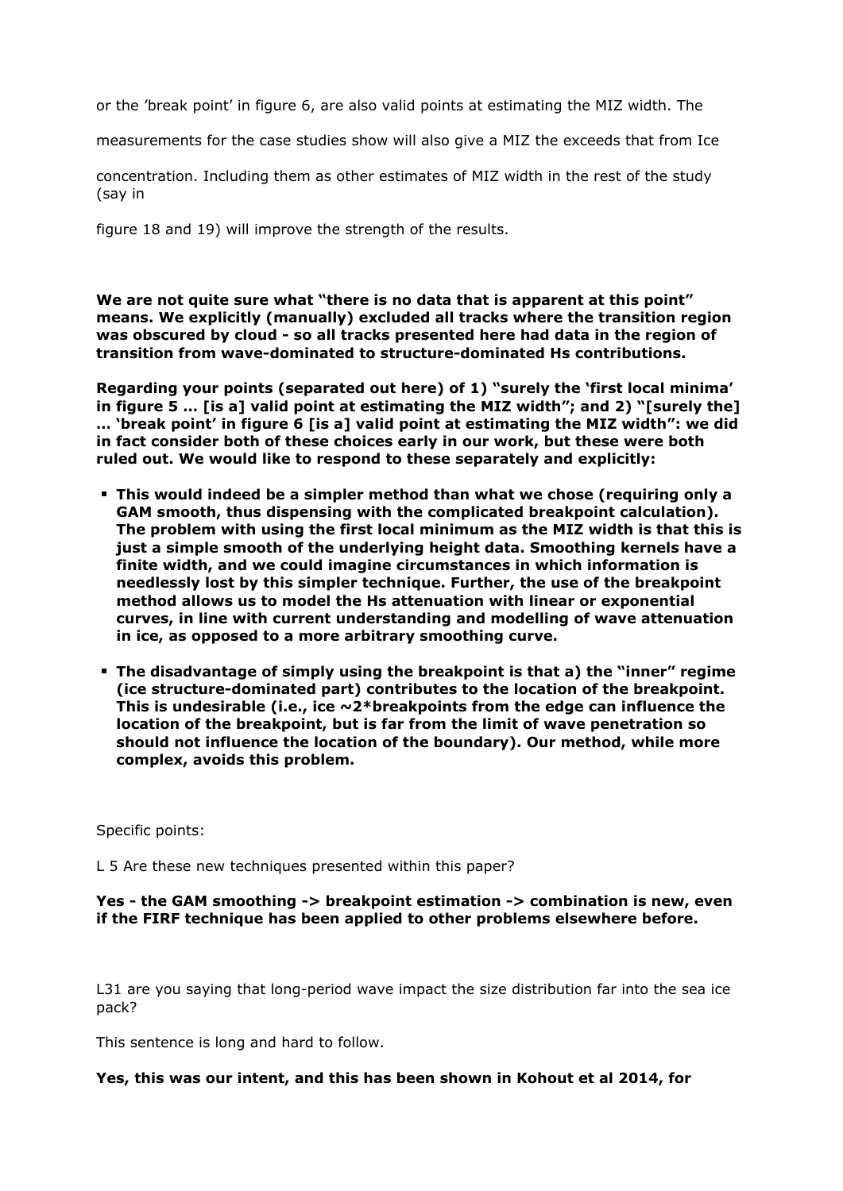or the 'break point' in figure 6, are also valid points at estimating the MIZ width. The

measurements for the case studies show will also give a MIZ the exceeds that from Ice

concentration. Including them as other estimates of MIZ width in the rest of the study (say in

figure 18 and 19) will improve the strength of the results.

**We are not quite sure what "there is no data that is apparent at this point" means. We explicitly (manually) excluded all tracks where the transition region was obscured by cloud - so all tracks presented here had data in the region of transition from wave-dominated to structure-dominated Hs contributions.**

**Regarding your points (separated out here) of 1) "surely the 'first local minima' in figure 5 … [is a] valid point at estimating the MIZ width"; and 2) "[surely the] … 'break point' in figure 6 [is a] valid point at estimating the MIZ width": we did in fact consider both of these choices early in our work, but these were both ruled out. We would like to respond to these separately and explicitly:**

- **This would indeed be a simpler method than what we chose (requiring only a GAM smooth, thus dispensing with the complicated breakpoint calculation). The problem with using the first local minimum as the MIZ width is that this is just a simple smooth of the underlying height data. Smoothing kernels have a finite width, and we could imagine circumstances in which information is needlessly lost by this simpler technique. Further, the use of the breakpoint method allows us to model the Hs attenuation with linear or exponential curves, in line with current understanding and modelling of wave attenuation in ice, as opposed to a more arbitrary smoothing curve.**
- **The disadvantage of simply using the breakpoint is that a) the "inner" regime (ice structure-dominated part) contributes to the location of the breakpoint. This is undesirable (i.e., ice ~2*breakpoints from the edge can influence the location of the breakpoint, but is far from the limit of wave penetration so should not influence the location of the boundary). Our method, while more complex, avoids this problem.**

Specific points:

L 5 Are these new techniques presented within this paper?

**Yes - the GAM smoothing -> breakpoint estimation -> combination is new, even if the FIRF technique has been applied to other problems elsewhere before.**

L31 are you saying that long-period wave impact the size distribution far into the sea ice pack?

This sentence is long and hard to follow.

**Yes, this was our intent, and this has been shown in Kohout et al 2014, for**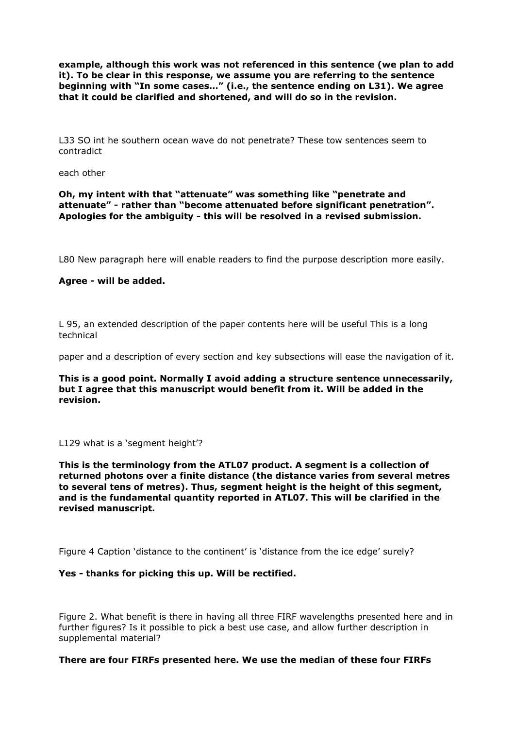**example, although this work was not referenced in this sentence (we plan to add it). To be clear in this response, we assume you are referring to the sentence beginning with "In some cases…" (i.e., the sentence ending on L31). We agree that it could be clarified and shortened, and will do so in the revision.**

L33 SO int he southern ocean wave do not penetrate? These tow sentences seem to contradict

each other

**Oh, my intent with that "attenuate" was something like "penetrate and attenuate" - rather than "become attenuated before significant penetration". Apologies for the ambiguity - this will be resolved in a revised submission.**

L80 New paragraph here will enable readers to find the purpose description more easily.

**Agree - will be added.**

L 95, an extended description of the paper contents here will be useful This is a long technical

paper and a description of every section and key subsections will ease the navigation of it.

**This is a good point. Normally I avoid adding a structure sentence unnecessarily, but I agree that this manuscript would benefit from it. Will be added in the revision.**

L129 what is a 'segment height'?

**This is the terminology from the ATL07 product. A segment is a collection of returned photons over a finite distance (the distance varies from several metres to several tens of metres). Thus, segment height is the height of this segment, and is the fundamental quantity reported in ATL07. This will be clarified in the revised manuscript.**

Figure 4 Caption 'distance to the continent' is 'distance from the ice edge' surely?

**Yes - thanks for picking this up. Will be rectified.**

Figure 2. What benefit is there in having all three FIRF wavelengths presented here and in further figures? Is it possible to pick a best use case, and allow further description in supplemental material?

**There are four FIRFs presented here. We use the median of these four FIRFs**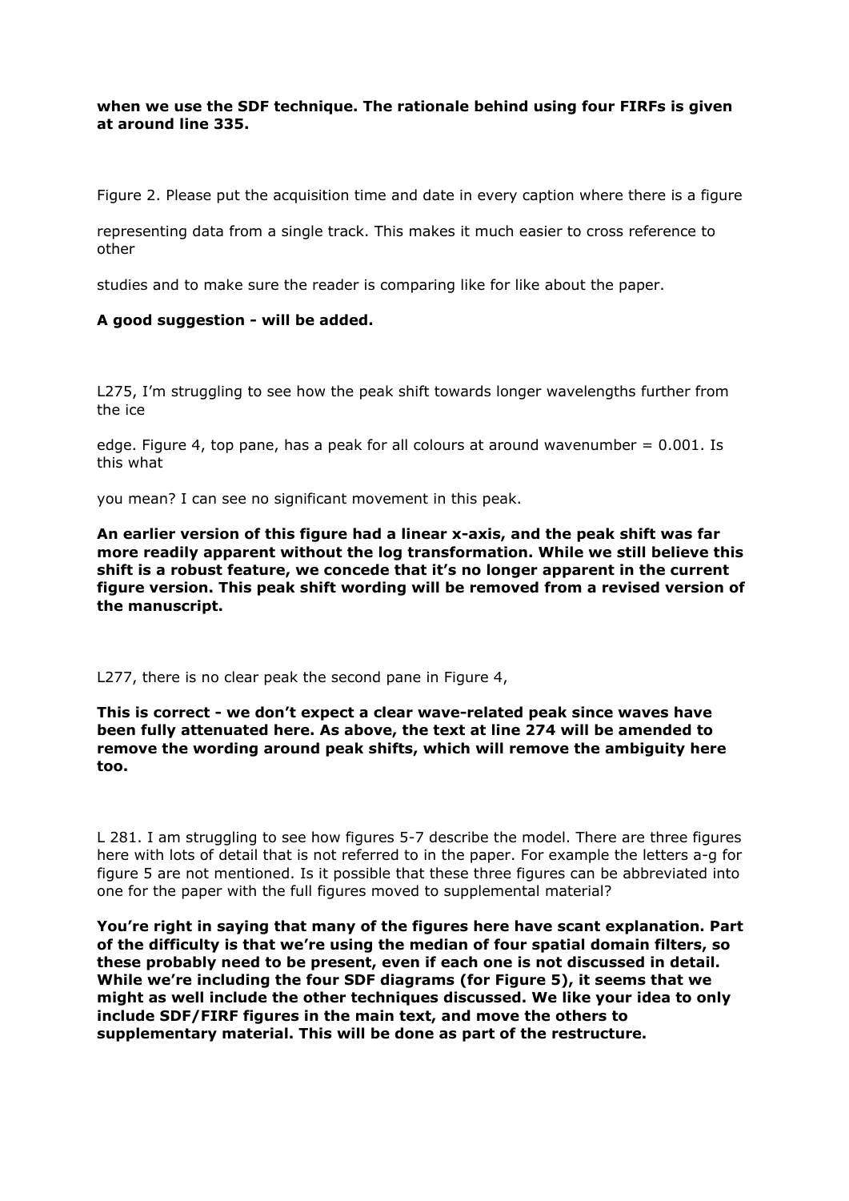**when we use the SDF technique. The rationale behind using four FIRFs is given at around line 335.**

Figure 2. Please put the acquisition time and date in every caption where there is a figure representing data from a single track. This makes it much easier to cross reference to other studies and to make sure the reader is comparing like for like about the paper.

**A good suggestion - will be added.**

L275, I'm struggling to see how the peak shift towards longer wavelengths further from the ice edge. Figure 4, top pane, has a peak for all colours at around wavenumber = 0.001. Is this what you mean? I can see no significant movement in this peak.

**An earlier version of this figure had a linear x-axis, and the peak shift was far more readily apparent without the log transformation. While we still believe this shift is a robust feature, we concede that it's no longer apparent in the current figure version. This peak shift wording will be removed from a revised version of the manuscript.**

L277, there is no clear peak the second pane in Figure 4,

**This is correct - we don't expect a clear wave-related peak since waves have been fully attenuated here. As above, the text at line 274 will be amended to remove the wording around peak shifts, which will remove the ambiguity here too.**

L 281. I am struggling to see how figures 5-7 describe the model. There are three figures here with lots of detail that is not referred to in the paper. For example the letters a-g for figure 5 are not mentioned. Is it possible that these three figures can be abbreviated into one for the paper with the full figures moved to supplemental material?

**You're right in saying that many of the figures here have scant explanation. Part of the difficulty is that we're using the median of four spatial domain filters, so these probably need to be present, even if each one is not discussed in detail. While we're including the four SDF diagrams (for Figure 5), it seems that we might as well include the other techniques discussed. We like your idea to only include SDF/FIRF figures in the main text, and move the others to supplementary material. This will be done as part of the restructure.**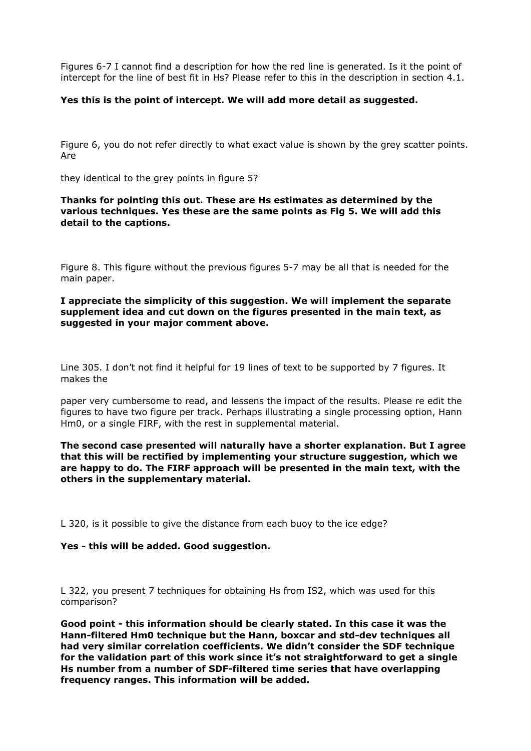Figures 6-7 I cannot find a description for how the red line is generated. Is it the point of intercept for the line of best fit in Hs? Please refer to this in the description in section 4.1.

**Yes this is the point of intercept. We will add more detail as suggested.**

Figure 6, you do not refer directly to what exact value is shown by the grey scatter points. Are

they identical to the grey points in figure 5?

**Thanks for pointing this out. These are Hs estimates as determined by the various techniques. Yes these are the same points as Fig 5. We will add this detail to the captions.**

Figure 8. This figure without the previous figures 5-7 may be all that is needed for the main paper.

**I appreciate the simplicity of this suggestion. We will implement the separate supplement idea and cut down on the figures presented in the main text, as suggested in your major comment above.**

Line 305. I don't not find it helpful for 19 lines of text to be supported by 7 figures. It makes the

paper very cumbersome to read, and lessens the impact of the results. Please re edit the figures to have two figure per track. Perhaps illustrating a single processing option, Hann Hm0, or a single FIRF, with the rest in supplemental material.

**The second case presented will naturally have a shorter explanation. But I agree that this will be rectified by implementing your structure suggestion, which we are happy to do. The FIRF approach will be presented in the main text, with the others in the supplementary material.**

L 320, is it possible to give the distance from each buoy to the ice edge?

**Yes - this will be added. Good suggestion.**

L 322, you present 7 techniques for obtaining Hs from IS2, which was used for this comparison?

**Good point - this information should be clearly stated. In this case it was the Hann-filtered Hm0 technique but the Hann, boxcar and std-dev techniques all had very similar correlation coefficients. We didn't consider the SDF technique for the validation part of this work since it's not straightforward to get a single Hs number from a number of SDF-filtered time series that have overlapping frequency ranges. This information will be added.**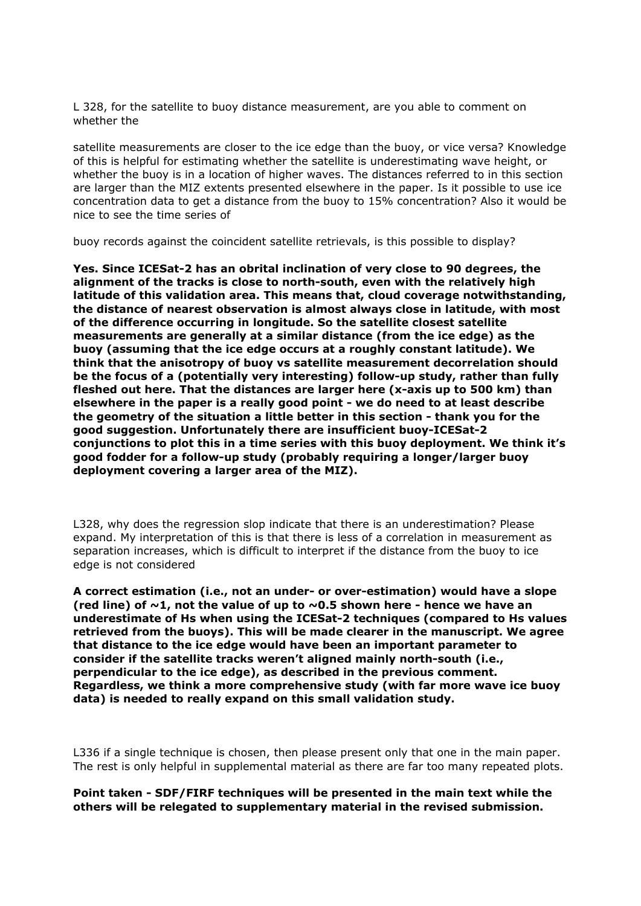L 328, for the satellite to buoy distance measurement, are you able to comment on whether the

satellite measurements are closer to the ice edge than the buoy, or vice versa? Knowledge of this is helpful for estimating whether the satellite is underestimating wave height, or whether the buoy is in a location of higher waves. The distances referred to in this section are larger than the MIZ extents presented elsewhere in the paper. Is it possible to use ice concentration data to get a distance from the buoy to 15% concentration? Also it would be nice to see the time series of

buoy records against the coincident satellite retrievals, is this possible to display?

**Yes. Since ICESat-2 has an obrital inclination of very close to 90 degrees, the alignment of the tracks is close to north-south, even with the relatively high latitude of this validation area. This means that, cloud coverage notwithstanding, the distance of nearest observation is almost always close in latitude, with most of the difference occurring in longitude. So the satellite closest satellite measurements are generally at a similar distance (from the ice edge) as the buoy (assuming that the ice edge occurs at a roughly constant latitude). We think that the anisotropy of buoy vs satellite measurement decorrelation should be the focus of a (potentially very interesting) follow-up study, rather than fully fleshed out here. That the distances are larger here (x-axis up to 500 km) than elsewhere in the paper is a really good point - we do need to at least describe the geometry of the situation a little better in this section - thank you for the good suggestion. Unfortunately there are insufficient buoy-ICESat-2 conjunctions to plot this in a time series with this buoy deployment. We think it's good fodder for a follow-up study (probably requiring a longer/larger buoy deployment covering a larger area of the MIZ).**

L328, why does the regression slop indicate that there is an underestimation? Please expand. My interpretation of this is that there is less of a correlation in measurement as separation increases, which is difficult to interpret if the distance from the buoy to ice edge is not considered

**A correct estimation (i.e., not an under- or over-estimation) would have a slope (red line) of ~1, not the value of up to ~0.5 shown here - hence we have an underestimate of Hs when using the ICESat-2 techniques (compared to Hs values retrieved from the buoys). This will be made clearer in the manuscript. We agree that distance to the ice edge would have been an important parameter to consider if the satellite tracks weren't aligned mainly north-south (i.e., perpendicular to the ice edge), as described in the previous comment. Regardless, we think a more comprehensive study (with far more wave ice buoy data) is needed to really expand on this small validation study.**

L336 if a single technique is chosen, then please present only that one in the main paper. The rest is only helpful in supplemental material as there are far too many repeated plots.

**Point taken - SDF/FIRF techniques will be presented in the main text while the others will be relegated to supplementary material in the revised submission.**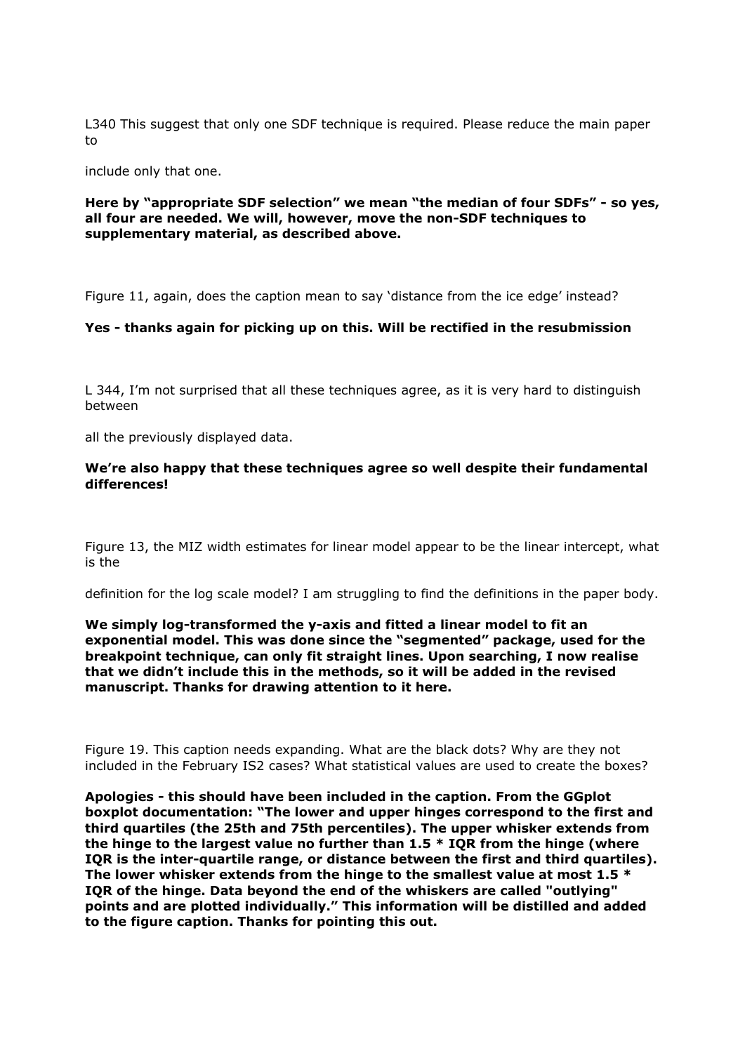L340 This suggest that only one SDF technique is required. Please reduce the main paper to

include only that one.

**Here by "appropriate SDF selection" we mean "the median of four SDFs" - so yes, all four are needed. We will, however, move the non-SDF techniques to supplementary material, as described above.**

Figure 11, again, does the caption mean to say 'distance from the ice edge' instead?

**Yes - thanks again for picking up on this. Will be rectified in the resubmission**

L 344, I'm not surprised that all these techniques agree, as it is very hard to distinguish between

all the previously displayed data.

**We're also happy that these techniques agree so well despite their fundamental differences!**

Figure 13, the MIZ width estimates for linear model appear to be the linear intercept, what is the

definition for the log scale model? I am struggling to find the definitions in the paper body.

**We simply log-transformed the y-axis and fitted a linear model to fit an exponential model. This was done since the "segmented" package, used for the breakpoint technique, can only fit straight lines. Upon searching, I now realise that we didn't include this in the methods, so it will be added in the revised manuscript. Thanks for drawing attention to it here.**

Figure 19. This caption needs expanding. What are the black dots? Why are they not included in the February IS2 cases? What statistical values are used to create the boxes?

**Apologies - this should have been included in the caption. From the GGplot boxplot documentation: "The lower and upper hinges correspond to the first and third quartiles (the 25th and 75th percentiles). The upper whisker extends from the hinge to the largest value no further than 1.5 * IQR from the hinge (where IQR is the inter-quartile range, or distance between the first and third quartiles). The lower whisker extends from the hinge to the smallest value at most 1.5 * IQR of the hinge. Data beyond the end of the whiskers are called "outlying" points and are plotted individually." This information will be distilled and added to the figure caption. Thanks for pointing this out.**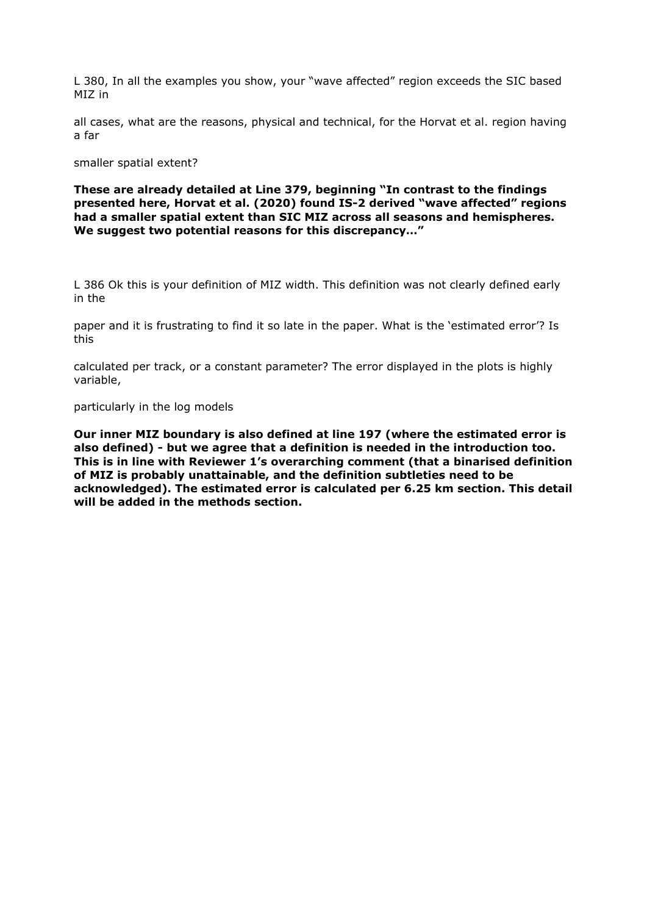L 380, In all the examples you show, your "wave affected" region exceeds the SIC based MIZ in

all cases, what are the reasons, physical and technical, for the Horvat et al. region having a far

smaller spatial extent?

**These are already detailed at Line 379, beginning "In contrast to the findings presented here, Horvat et al. (2020) found IS-2 derived "wave affected" regions had a smaller spatial extent than SIC MIZ across all seasons and hemispheres. We suggest two potential reasons for this discrepancy..."**

L 386 Ok this is your definition of MIZ width. This definition was not clearly defined early in the

paper and it is frustrating to find it so late in the paper. What is the 'estimated error'? Is this

calculated per track, or a constant parameter? The error displayed in the plots is highly variable,

particularly in the log models

**Our inner MIZ boundary is also defined at line 197 (where the estimated error is also defined) - but we agree that a definition is needed in the introduction too. This is in line with Reviewer 1's overarching comment (that a binarised definition of MIZ is probably unattainable, and the definition subtleties need to be acknowledged). The estimated error is calculated per 6.25 km section. This detail will be added in the methods section.**